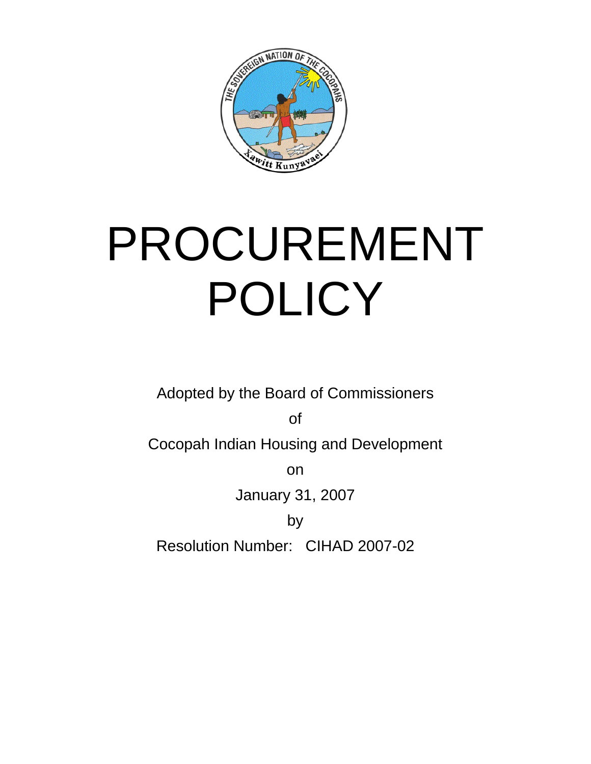# PROCUREMENT POLICY

Adopted by the Board of Commissioners

of

Cocopah Indian Housing and Development

on

January 31, 2007

by

Resolution Number: CIHAD 2007-02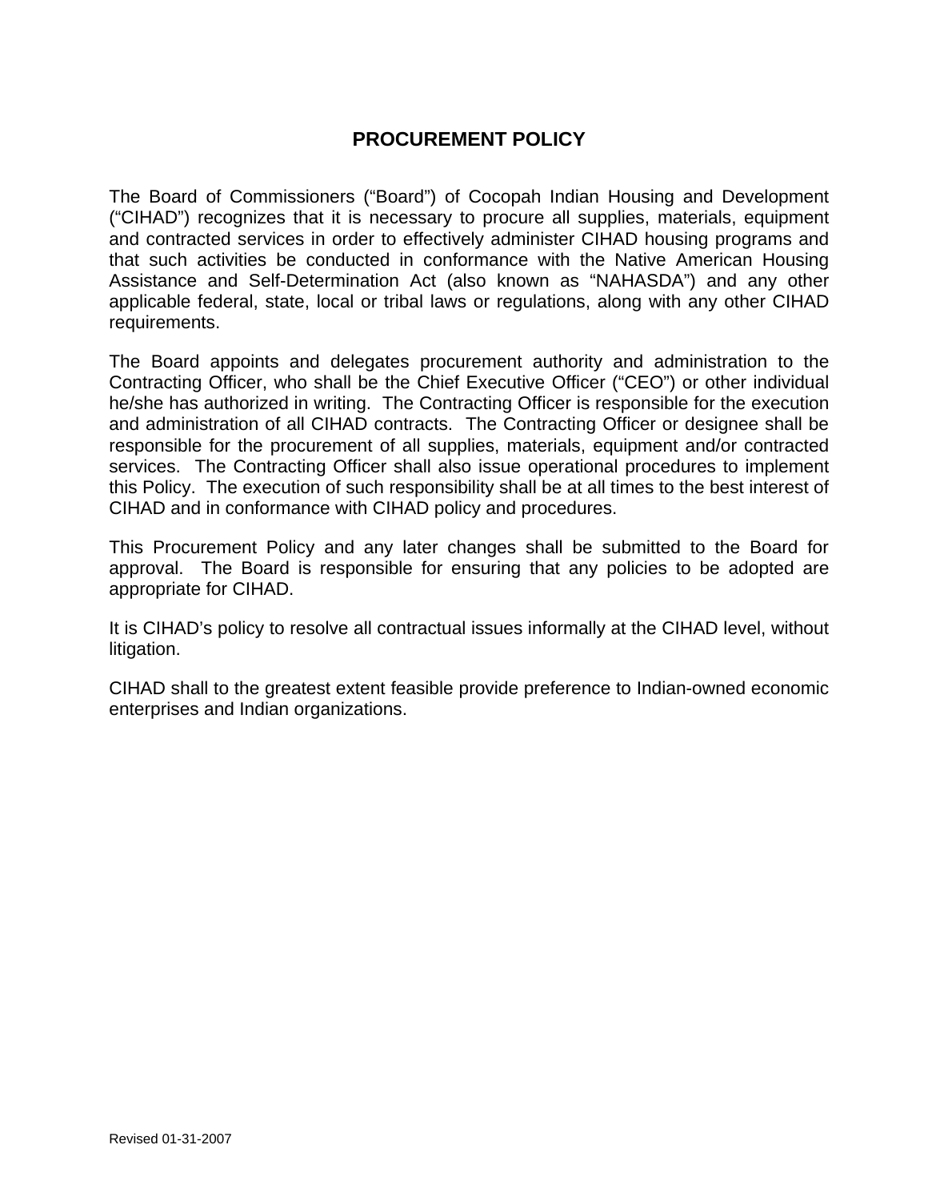# PROCUREMENT POLICY

The Board of Commissioners ("Board") of Cocopah Indian Housing and Development ("CIHAD") recognizes that it is necessary to procure all supplies, materials, equipment and contracted services in order to effectively administer CIHAD housing programs and that such activities be conducted in conformance with the Native American Housing Assistance and Self-Determination Act (also known as "NAHASDA") and any other applicable federal, state, local or tribal laws or regulations, along with any other CIHAD requirements.

The Board appoints and delegates procurement authority and administration to the Contracting Officer, who shall be the Chief Executive Officer ("CEO") or other individual he/she has authorized in writing. The Contracting Officer is responsible for the execution and administration of all CIHAD contracts. The Contracting Officer or designee shall be responsible for the procurement of all supplies, materials, equipment and/or contracted services. The Contracting Officer shall also issue operational procedures to implement this Policy. The execution of such responsibility shall be at all times to the best interest of CIHAD and in conformance with CIHAD policy and procedures.

This Procurement Policy and any later changes shall be submitted to the Board for approval. The Board is responsible for ensuring that any policies to be adopted are appropriate for CIHAD.

It is CIHAD's policy to resolve all contractual issues informally at the CIHAD level, without litigation.

CIHAD shall to the greatest extent feasible provide preference to Indian-owned economic enterprises and Indian organizations.

Revised 01-31-2007